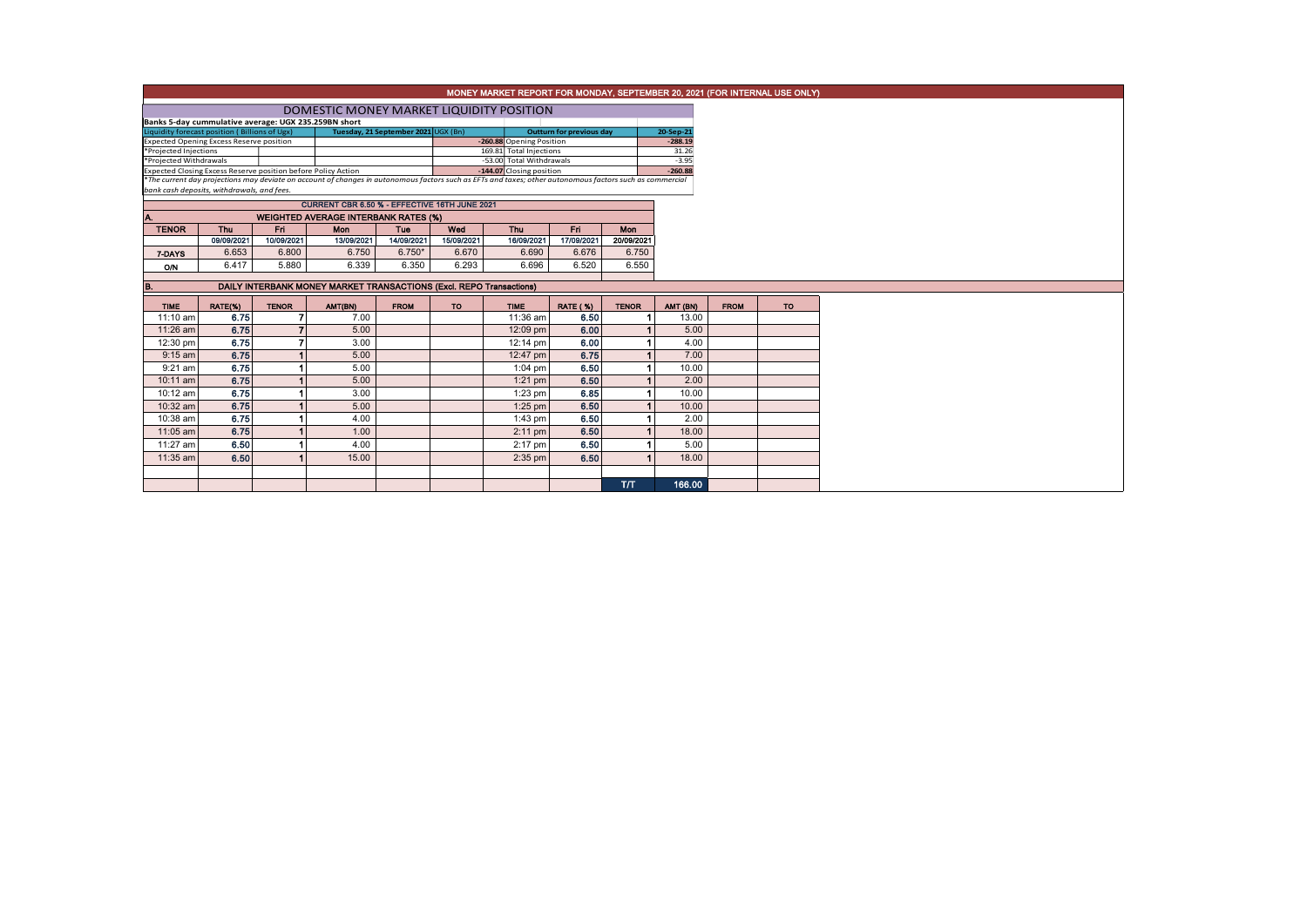# MONEY MARKET REPORT FOR MONDAY, SEPTEMBER 20, 2021 (FOR INTERNAL USE ONLY)

## DOMESTIC MONEY MARKET LIQUIDITY POSITION

**Banks 5-day cummulative average: UGX 235.259BN short**

| Liquidity forecast position ( Billions of Ugx) | Tuesday, 21 September 2021 UGX (Bn) | Outturn for previous day | 20-Sep-21 |
|---|---|---|---|
| Expected Opening Excess Reserve position | -260.88 | Opening Position | -288.19 |
| *Projected Injections | 169.81 | Total Injections | 31.26 |
| *Projected Withdrawals | -53.00 | Total Withdrawals | -3.95 |
| Expected Closing Excess Reserve position before Policy Action | -144.07 | Closing position | -260.88 |

*The current day projections may deviate on account of changes in autonomous factors such as EFTs and taxes; other autonomous factors such as commercial bank cash deposits, withdrawals, and fees.

**CURRENT CBR 6.50 % - EFFECTIVE 16TH JUNE 2021**

### A. WEIGHTED AVERAGE INTERBANK RATES (%)

| TENOR | Thu | Fri | Mon | Tue | Wed | Thu | Fri | Mon |
|---|---|---|---|---|---|---|---|---|
| | 09/09/2021 | 10/09/2021 | 13/09/2021 | 14/09/2021 | 15/09/2021 | 16/09/2021 | 17/09/2021 | 20/09/2021 |
| 7-DAYS | 6.653 | 6.800 | 6.750 | 6.750* | 6.670 | 6.690 | 6.676 | 6.750 |
| O/N | 6.417 | 5.880 | 6.339 | 6.350 | 6.293 | 6.696 | 6.520 | 6.550 |

### B. DAILY INTERBANK MONEY MARKET TRANSACTIONS (Excl. REPO Transactions)

| TIME | RATE(%) | TENOR | AMT(BN) | FROM | TO | TIME | RATE ( %) | TENOR | AMT (BN) | FROM | TO |
|---|---|---|---|---|---|---|---|---|---|---|---|
| 11:10 am | 6.75 | 7 | 7.00 | | | 11:36 am | 6.50 | 1 | 13.00 | | |
| 11:26 am | 6.75 | 7 | 5.00 | | | 12:09 pm | 6.00 | 1 | 5.00 | | |
| 12:30 pm | 6.75 | 7 | 3.00 | | | 12:14 pm | 6.00 | 1 | 4.00 | | |
| 9:15 am | 6.75 | 1 | 5.00 | | | 12:47 pm | 6.75 | 1 | 7.00 | | |
| 9:21 am | 6.75 | 1 | 5.00 | | | 1:04 pm | 6.50 | 1 | 10.00 | | |
| 10:11 am | 6.75 | 1 | 5.00 | | | 1:21 pm | 6.50 | 1 | 2.00 | | |
| 10:12 am | 6.75 | 1 | 3.00 | | | 1:23 pm | 6.85 | 1 | 10.00 | | |
| 10:32 am | 6.75 | 1 | 5.00 | | | 1:25 pm | 6.50 | 1 | 10.00 | | |
| 10:38 am | 6.75 | 1 | 4.00 | | | 1:43 pm | 6.50 | 1 | 2.00 | | |
| 11:05 am | 6.75 | 1 | 1.00 | | | 2:11 pm | 6.50 | 1 | 18.00 | | |
| 11:27 am | 6.50 | 1 | 4.00 | | | 2:17 pm | 6.50 | 1 | 5.00 | | |
| 11:35 am | 6.50 | 1 | 15.00 | | | 2:35 pm | 6.50 | 1 | 18.00 | | |
| | | | | | | | | T/T | 166.00 | | |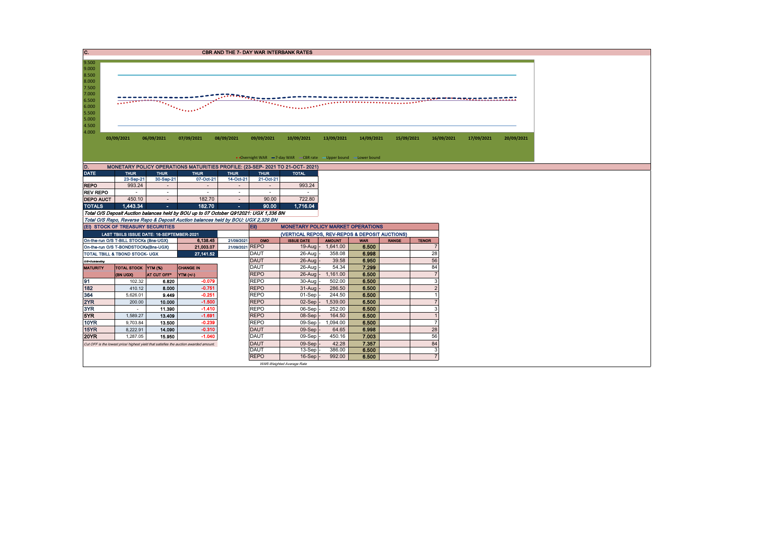## C. CBR AND THE 7- DAY WAR INTERBANK RATES

9.500
9.000
8.500
8.000
7.500
7.000
6.500
6.000
5.500
5.000
4.500
4.000

03/09/2021 06/09/2021 07/09/2021 08/09/2021 09/09/2021 10/09/2021 13/09/2021 14/09/2021 15/09/2021 16/09/2021 17/09/2021 20/09/2021

Overnight WAR — 7-day WAR — CBR rate — Upper bound — Lower bound

## D. MONETARY POLICY OPERATIONS MATURITIES PROFILE: (23-SEP- 2021 TO 21-OCT- 2021)

| DATE | THUR | THUR | THUR | THUR | THUR | TOTAL |
|---|---|---|---|---|---|---|
| | 23-Sep-21 | 30-Sep-21 | 07-Oct-21 | 14-Oct-21 | 21-Oct-21 | |
| REPO | 993.24 | - | - | - | - | 993.24 |
| REV REPO | - | - | - | - | - | - |
| DEPO AUCT | 450.10 | - | 182.70 | - | 90.00 | 722.80 |
| TOTALS | 1,443.34 | - | 182.70 | - | 90.00 | 1,716.04 |

*Total O/S Deposit Auction balances held by BOU up to 07 October Q912021: UGX 1,336 BN*

*Total O/S Repo, Reverse Repo & Deposit Auction balances held by BOU: UGX 2,329 BN*

### (EI) STOCK OF TREASURY SECURITIES

| LAST TBIILS ISSUE DATE: 16-SEPTEMBER-2021 | | |
|---|---|---|
| On-the-run O/S T-BILL STOCKs (Bns-UGX) | 6,138.45 | 21/09/2021 |
| On-the-run O/S T-BONDSTOCKs(Bns-UGX) | 21,003.07 | 21/09/2021 |
| TOTAL TBILL & TBOND STOCK- UGX | 27,141.52 | |

O/S=Outstanding

| MATURITY | TOTAL STOCK (BN UGX) | YTM (%) AT CUT OFF* | CHANGE IN YTM (+/-) |
|---|---|---|---|
| 91 | 102.32 | 6.820 | -0.079 |
| 182 | 410.12 | 8.000 | -0.751 |
| 364 | 5,626.01 | 9.449 | -0.251 |
| 2YR | 200.00 | 10.000 | -1.500 |
| 3YR | - | 11.390 | -1.410 |
| 5YR | 1,589.27 | 13.409 | -1.691 |
| 10YR | 9,703.84 | 13.500 | -0.239 |
| 15YR | 8,222.91 | 14.090 | -0.310 |
| 20YR | 1,287.05 | 15.950 | -1.040 |

*Cut OFF is the lowest price/ highest yield that satisfies the auction awarded amount.*

### EII) MONETARY POLICY MARKET OPERATIONS

(VERTICAL REPOS, REV-REPOS & DEPOSIT AUCTIONS)

| OMO | ISSUE DATE | AMOUNT | WAR | RANGE | TENOR |
|---|---|---|---|---|---|
| REPO | 19-Aug | 1,641.00 | 6.500 | | 7 |
| DAUT | 26-Aug | 358.08 | 6.998 | | 28 |
| DAUT | 26-Aug | 39.58 | 6.950 | | 56 |
| DAUT | 26-Aug | 54.34 | 7.299 | | 84 |
| REPO | 26-Aug | 1,161.00 | 6.500 | | 7 |
| REPO | 30-Aug | 502.00 | 6.500 | | 3 |
| REPO | 31-Aug | 286.50 | 6.500 | | 2 |
| REPO | 01-Sep | 244.50 | 6.500 | | 1 |
| REPO | 02-Sep | 1,539.00 | 6.500 | | 7 |
| REPO | 06-Sep | 252.00 | 6.500 | | 3 |
| REPO | 08-Sep | 164.50 | 6.500 | | 1 |
| REPO | 09-Sep | 1,094.00 | 6.500 | | 7 |
| DAUT | 09-Sep | 64.65 | 6.998 | | 28 |
| DAUT | 09-Sep | 450.16 | 7.003 | | 56 |
| DAUT | 09-Sep | 42.28 | 7.357 | | 84 |
| DAUT | 13-Sep | 386.00 | 6.500 | | 3 |
| REPO | 16-Sep | 992.00 | 6.500 | | 7 |

*WAR-Weighted Average Rate*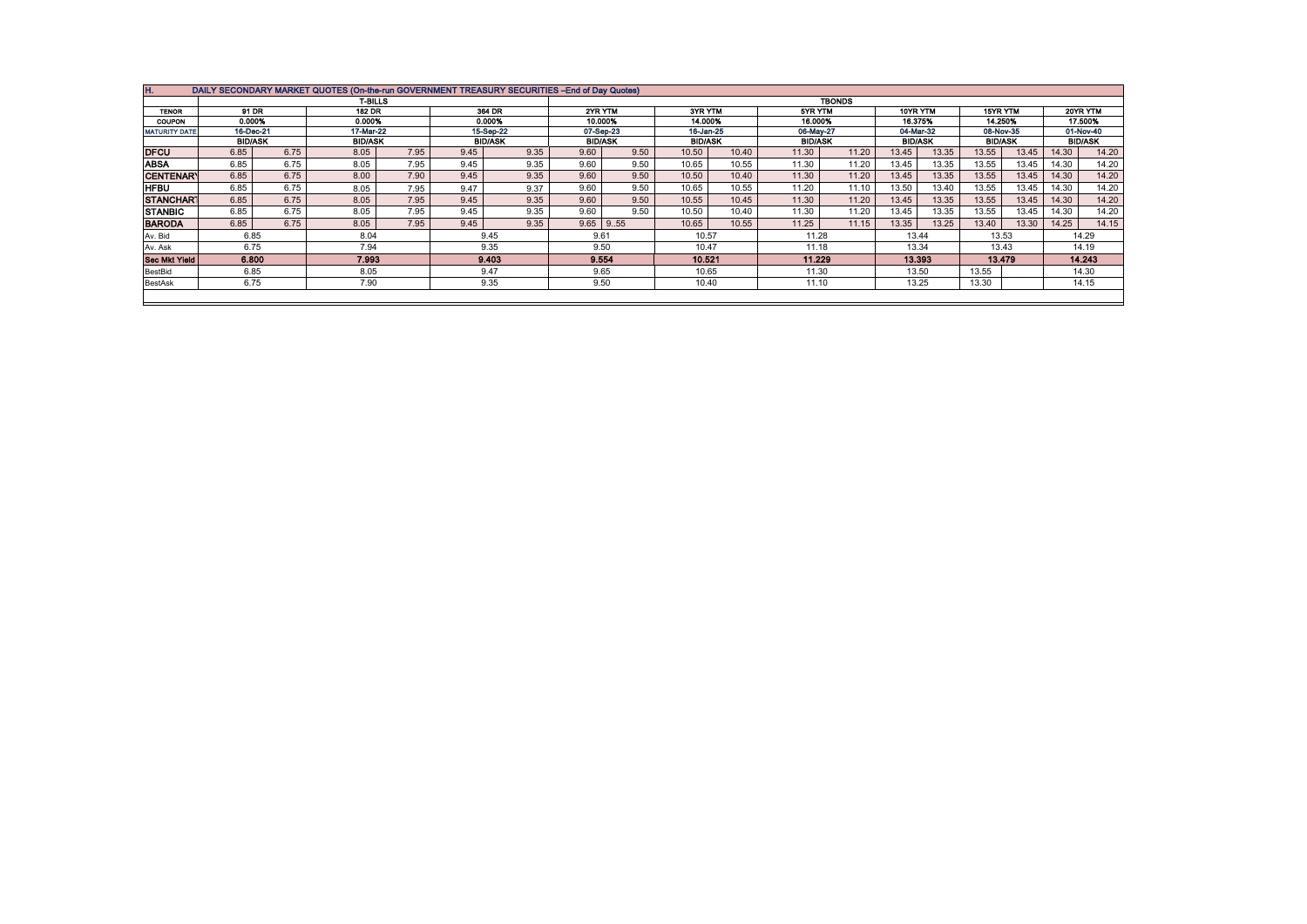| H. | DAILY SECONDARY MARKET QUOTES (On-the-run GOVERNMENT TREASURY SECURITIES –End of Day Quotes) | | | | | | | | | | | | | | | | | |
|---|---|---|---|---|---|---|---|---|---|---|---|---|---|---|---|---|---|---|
| | T-BILLS | | | | | | TBONDS | | | | | | | | | | | |
| TENOR | 91 DR | | 182 DR | | 364 DR | | 2YR YTM | | 3YR YTM | | 5YR YTM | | 10YR YTM | | 15YR YTM | | 20YR YTM | |
| COUPON | 0.000% | | 0.000% | | 0.000% | | 10.000% | | 14.000% | | 16.000% | | 16.375% | | 14.250% | | 17.500% | |
| MATURITY DATE | 16-Dec-21 | | 17-Mar-22 | | 15-Sep-22 | | 07-Sep-23 | | 16-Jan-25 | | 06-May-27 | | 04-Mar-32 | | 08-Nov-35 | | 01-Nov-40 | |
| | BID/ASK | | BID/ASK | | BID/ASK | | BID/ASK | | BID/ASK | | BID/ASK | | BID/ASK | | BID/ASK | | BID/ASK | |
| DFCU | 6.85 | 6.75 | 8.05 | 7.95 | 9.45 | 9.35 | 9.60 | 9.50 | 10.50 | 10.40 | 11.30 | 11.20 | 13.45 | 13.35 | 13.55 | 13.45 | 14.30 | 14.20 |
| ABSA | 6.85 | 6.75 | 8.05 | 7.95 | 9.45 | 9.35 | 9.60 | 9.50 | 10.65 | 10.55 | 11.30 | 11.20 | 13.45 | 13.35 | 13.55 | 13.45 | 14.30 | 14.20 |
| CENTENARY | 6.85 | 6.75 | 8.00 | 7.90 | 9.45 | 9.35 | 9.60 | 9.50 | 10.50 | 10.40 | 11.30 | 11.20 | 13.45 | 13.35 | 13.55 | 13.45 | 14.30 | 14.20 |
| HFBU | 6.85 | 6.75 | 8.05 | 7.95 | 9.47 | 9.37 | 9.60 | 9.50 | 10.65 | 10.55 | 11.20 | 11.10 | 13.50 | 13.40 | 13.55 | 13.45 | 14.30 | 14.20 |
| STANCHART | 6.85 | 6.75 | 8.05 | 7.95 | 9.45 | 9.35 | 9.60 | 9.50 | 10.55 | 10.45 | 11.30 | 11.20 | 13.45 | 13.35 | 13.55 | 13.45 | 14.30 | 14.20 |
| STANBIC | 6.85 | 6.75 | 8.05 | 7.95 | 9.45 | 9.35 | 9.60 | 9.50 | 10.50 | 10.40 | 11.30 | 11.20 | 13.45 | 13.35 | 13.55 | 13.45 | 14.30 | 14.20 |
| BARODA | 6.85 | 6.75 | 8.05 | 7.95 | 9.45 | 9.35 | 9.65 | 9..55 | 10.65 | 10.55 | 11.25 | 11.15 | 13.35 | 13.25 | 13.40 | 13.30 | 14.25 | 14.15 |
| Av. Bid | 6.85 | | 8.04 | | 9.45 | | 9.61 | | 10.57 | | 11.28 | | 13.44 | | 13.53 | | 14.29 | |
| Av. Ask | 6.75 | | 7.94 | | 9.35 | | 9.50 | | 10.47 | | 11.18 | | 13.34 | | 13.43 | | 14.19 | |
| Sec Mkt Yield | 6.800 | | 7.993 | | 9.403 | | 9.554 | | 10.521 | | 11.229 | | 13.393 | | 13.479 | | 14.243 | |
| BestBid | 6.85 | | 8.05 | | 9.47 | | 9.65 | | 10.65 | | 11.30 | | 13.50 | | 13.55 | | 14.30 | |
| BestAsk | 6.75 | | 7.90 | | 9.35 | | 9.50 | | 10.40 | | 11.10 | | 13.25 | | 13.30 | | 14.15 | |